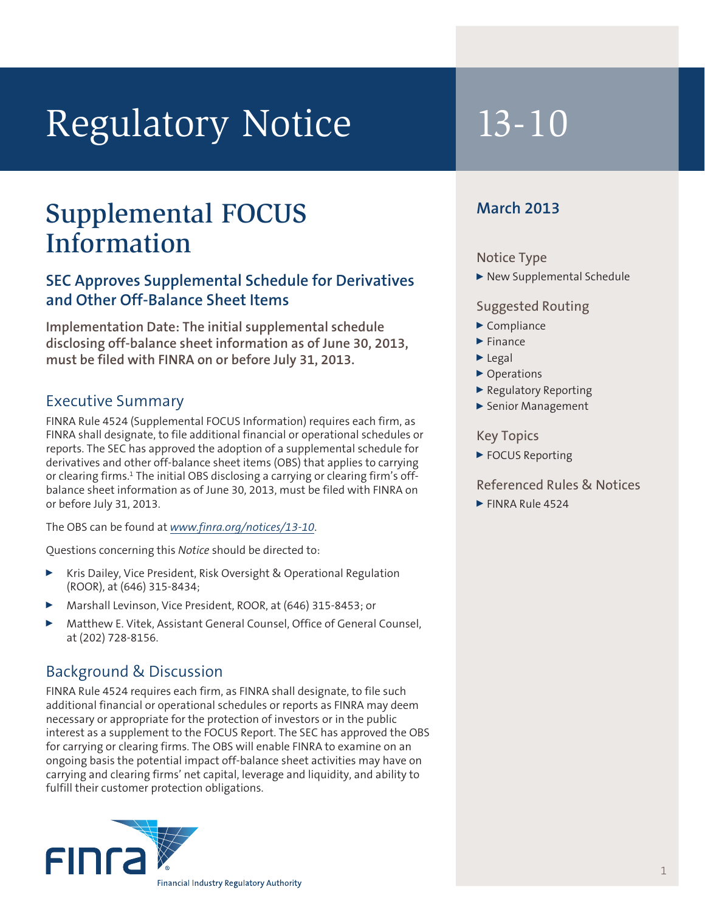# Regulatory Notice 13-10

## Supplemental FOCUS Information

### SEC Approves Supplemental Schedule for Derivatives and Other Off-Balance Sheet Items

**Implementation Date: The initial supplemental schedule disclosing off-balance sheet information as of June 30, 2013, must be filed with FINRA on or before July 31, 2013.**

**March 2013**

**Notice Type**

- New Supplemental Schedule

**Suggested Routing**

- Compliance
- Finance
- Legal
- Operations
- Regulatory Reporting
- Senior Management

**Key Topics**

- FOCUS Reporting

**Referenced Rules & Notices**

- FINRA Rule 4524

## Executive Summary

FINRA Rule 4524 (Supplemental FOCUS Information) requires each firm, as FINRA shall designate, to file additional financial or operational schedules or reports. The SEC has approved the adoption of a supplemental schedule for derivatives and other off-balance sheet items (OBS) that applies to carrying or clearing firms.[1] The initial OBS disclosing a carrying or clearing firm's off-balance sheet information as of June 30, 2013, must be filed with FINRA on or before July 31, 2013.

The OBS can be found at *www.finra.org/notices/13-10*.

Questions concerning this *Notice* should be directed to:

- Kris Dailey, Vice President, Risk Oversight & Operational Regulation (ROOR), at (646) 315-8434;
- Marshall Levinson, Vice President, ROOR, at (646) 315-8453; or
- Matthew E. Vitek, Assistant General Counsel, Office of General Counsel, at (202) 728-8156.

## Background & Discussion

FINRA Rule 4524 requires each firm, as FINRA shall designate, to file such additional financial or operational schedules or reports as FINRA may deem necessary or appropriate for the protection of investors or in the public interest as a supplement to the FOCUS Report. The SEC has approved the OBS for carrying or clearing firms. The OBS will enable FINRA to examine on an ongoing basis the potential impact off-balance sheet activities may have on carrying and clearing firms' net capital, leverage and liquidity, and ability to fulfill their customer protection obligations.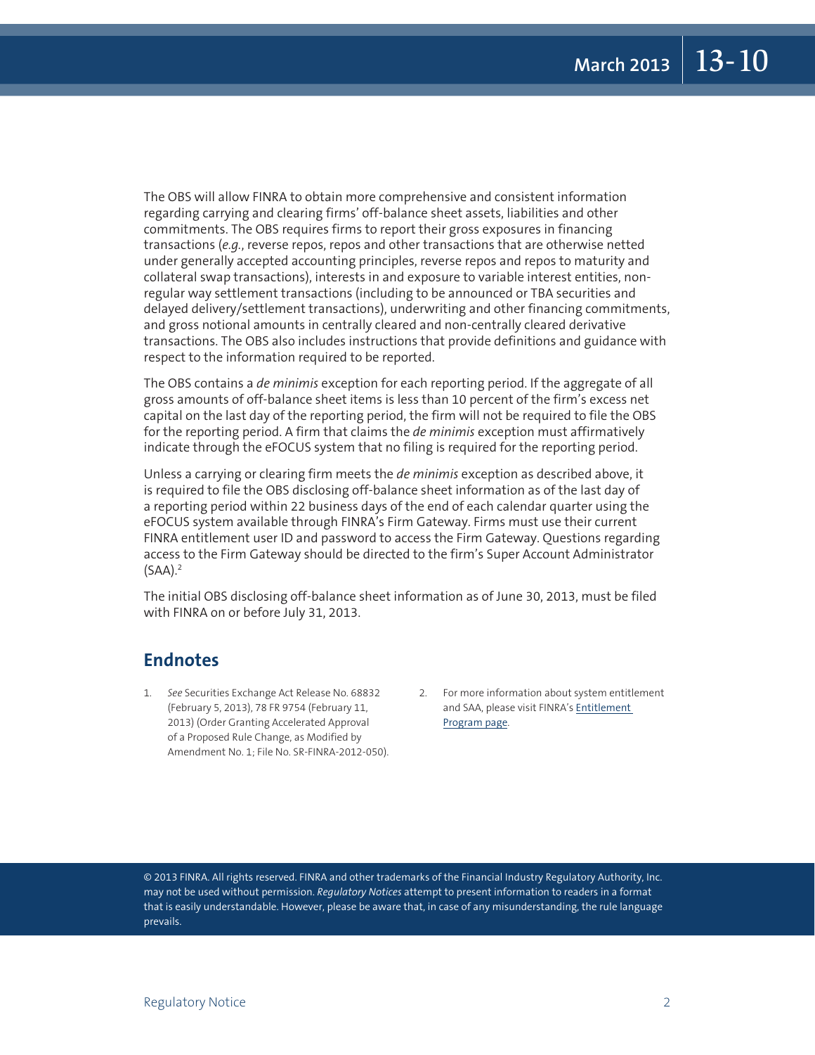The OBS will allow FINRA to obtain more comprehensive and consistent information regarding carrying and clearing firms' off-balance sheet assets, liabilities and other commitments. The OBS requires firms to report their gross exposures in financing transactions (*e.g.*, reverse repos, repos and other transactions that are otherwise netted under generally accepted accounting principles, reverse repos and repos to maturity and collateral swap transactions), interests in and exposure to variable interest entities, non-regular way settlement transactions (including to be announced or TBA securities and delayed delivery/settlement transactions), underwriting and other financing commitments, and gross notional amounts in centrally cleared and non-centrally cleared derivative transactions. The OBS also includes instructions that provide definitions and guidance with respect to the information required to be reported.

The OBS contains a *de minimis* exception for each reporting period. If the aggregate of all gross amounts of off-balance sheet items is less than 10 percent of the firm's excess net capital on the last day of the reporting period, the firm will not be required to file the OBS for the reporting period. A firm that claims the *de minimis* exception must affirmatively indicate through the eFOCUS system that no filing is required for the reporting period.

Unless a carrying or clearing firm meets the *de minimis* exception as described above, it is required to file the OBS disclosing off-balance sheet information as of the last day of a reporting period within 22 business days of the end of each calendar quarter using the eFOCUS system available through FINRA's Firm Gateway. Firms must use their current FINRA entitlement user ID and password to access the Firm Gateway. Questions regarding access to the Firm Gateway should be directed to the firm's Super Account Administrator (SAA).[2]

The initial OBS disclosing off-balance sheet information as of June 30, 2013, must be filed with FINRA on or before July 31, 2013.

## Endnotes

1. *See* Securities Exchange Act Release No. 68832 (February 5, 2013), 78 FR 9754 (February 11, 2013) (Order Granting Accelerated Approval of a Proposed Rule Change, as Modified by Amendment No. 1; File No. SR-FINRA-2012-050).
2. For more information about system entitlement and SAA, please visit FINRA's Entitlement Program page.

© 2013 FINRA. All rights reserved. FINRA and other trademarks of the Financial Industry Regulatory Authority, Inc. may not be used without permission. *Regulatory Notices* attempt to present information to readers in a format that is easily understandable. However, please be aware that, in case of any misunderstanding, the rule language prevails.